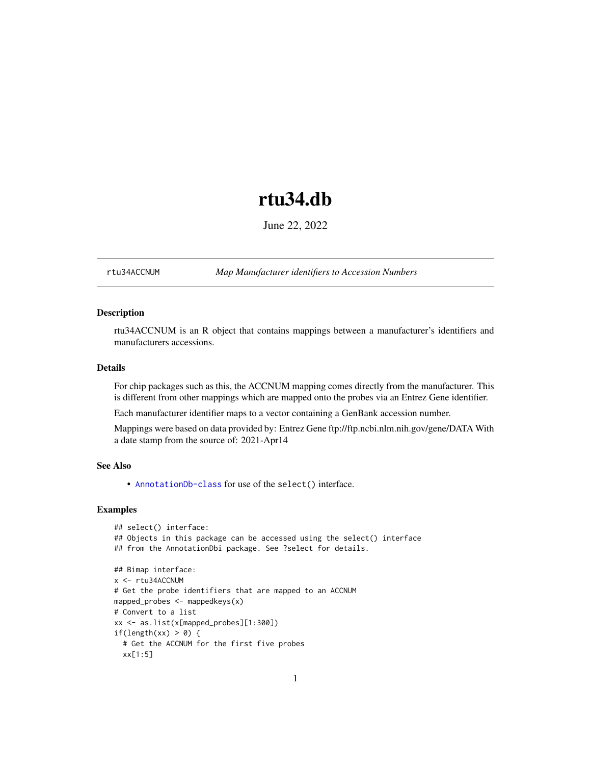# rtu34.db

June 22, 2022

rtu34ACCNUM *Map Manufacturer identifiers to Accession Numbers*

### Description

rtu34ACCNUM is an R object that contains mappings between a manufacturer's identifiers and manufacturers accessions.

### Details

For chip packages such as this, the ACCNUM mapping comes directly from the manufacturer. This is different from other mappings which are mapped onto the probes via an Entrez Gene identifier.

Each manufacturer identifier maps to a vector containing a GenBank accession number.

Mappings were based on data provided by: Entrez Gene ftp://ftp.ncbi.nlm.nih.gov/gene/DATA With a date stamp from the source of: 2021-Apr14

### See Also

- AnnotationDb-class for use of the select() interface.

### Examples

```
## select() interface:
## Objects in this package can be accessed using the select() interface
## from the AnnotationDbi package. See ?select for details.

## Bimap interface:
x <- rtu34ACCNUM
# Get the probe identifiers that are mapped to an ACCNUM
mapped_probes <- mappedkeys(x)
# Convert to a list
xx <- as.list(x[mapped_probes][1:300])
if(length(xx) > 0) {
  # Get the ACCNUM for the first five probes
  xx[1:5]
```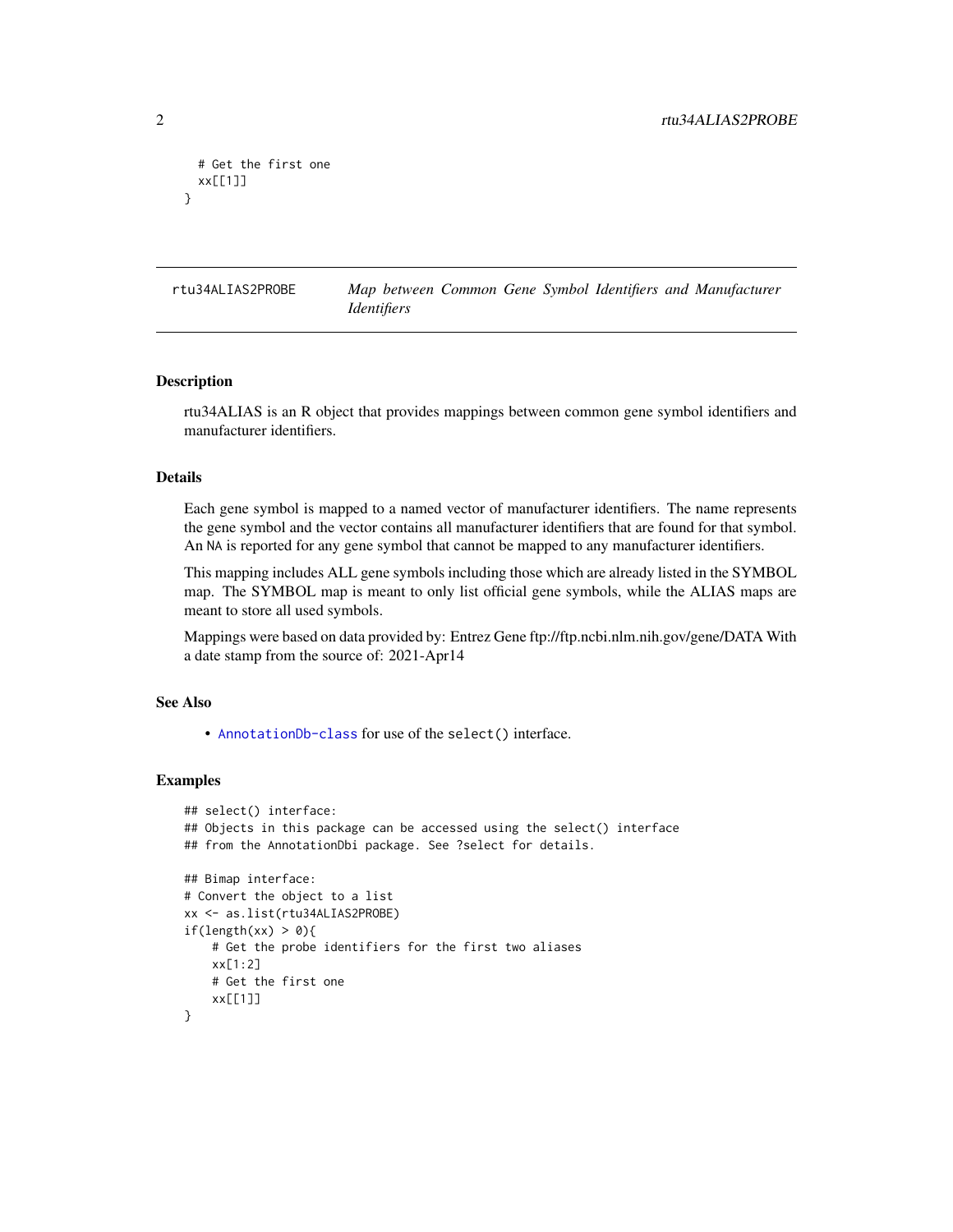```
  # Get the first one
  xx[[1]]
}
```

## rtu34ALIAS2PROBE — *Map between Common Gene Symbol Identifiers and Manufacturer Identifiers*

### Description

rtu34ALIAS is an R object that provides mappings between common gene symbol identifiers and manufacturer identifiers.

### Details

Each gene symbol is mapped to a named vector of manufacturer identifiers. The name represents the gene symbol and the vector contains all manufacturer identifiers that are found for that symbol. An NA is reported for any gene symbol that cannot be mapped to any manufacturer identifiers.

This mapping includes ALL gene symbols including those which are already listed in the SYMBOL map. The SYMBOL map is meant to only list official gene symbols, while the ALIAS maps are meant to store all used symbols.

Mappings were based on data provided by: Entrez Gene ftp://ftp.ncbi.nlm.nih.gov/gene/DATA With a date stamp from the source of: 2021-Apr14

### See Also

- `AnnotationDb-class` for use of the `select()` interface.

### Examples

```
## select() interface:
## Objects in this package can be accessed using the select() interface
## from the AnnotationDbi package. See ?select for details.

## Bimap interface:
# Convert the object to a list
xx <- as.list(rtu34ALIAS2PROBE)
if(length(xx) > 0){
    # Get the probe identifiers for the first two aliases
    xx[1:2]
    # Get the first one
    xx[[1]]
}
```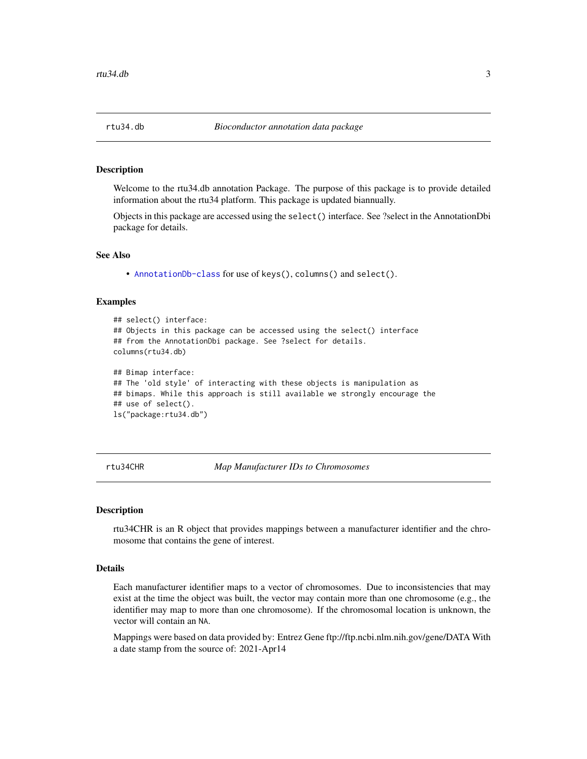## rtu34.db *Bioconductor annotation data package*

### Description

Welcome to the rtu34.db annotation Package. The purpose of this package is to provide detailed information about the rtu34 platform. This package is updated biannually.

Objects in this package are accessed using the `select()` interface. See ?select in the AnnotationDbi package for details.

### See Also

- `AnnotationDb-class` for use of `keys()`, `columns()` and `select()`.

### Examples

```
## select() interface:
## Objects in this package can be accessed using the select() interface
## from the AnnotationDbi package. See ?select for details.
columns(rtu34.db)

## Bimap interface:
## The 'old style' of interacting with these objects is manipulation as
## bimaps. While this approach is still available we strongly encourage the
## use of select().
ls("package:rtu34.db")
```

## rtu34CHR *Map Manufacturer IDs to Chromosomes*

### Description

rtu34CHR is an R object that provides mappings between a manufacturer identifier and the chromosome that contains the gene of interest.

### Details

Each manufacturer identifier maps to a vector of chromosomes. Due to inconsistencies that may exist at the time the object was built, the vector may contain more than one chromosome (e.g., the identifier may map to more than one chromosome). If the chromosomal location is unknown, the vector will contain an `NA`.

Mappings were based on data provided by: Entrez Gene ftp://ftp.ncbi.nlm.nih.gov/gene/DATA With a date stamp from the source of: 2021-Apr14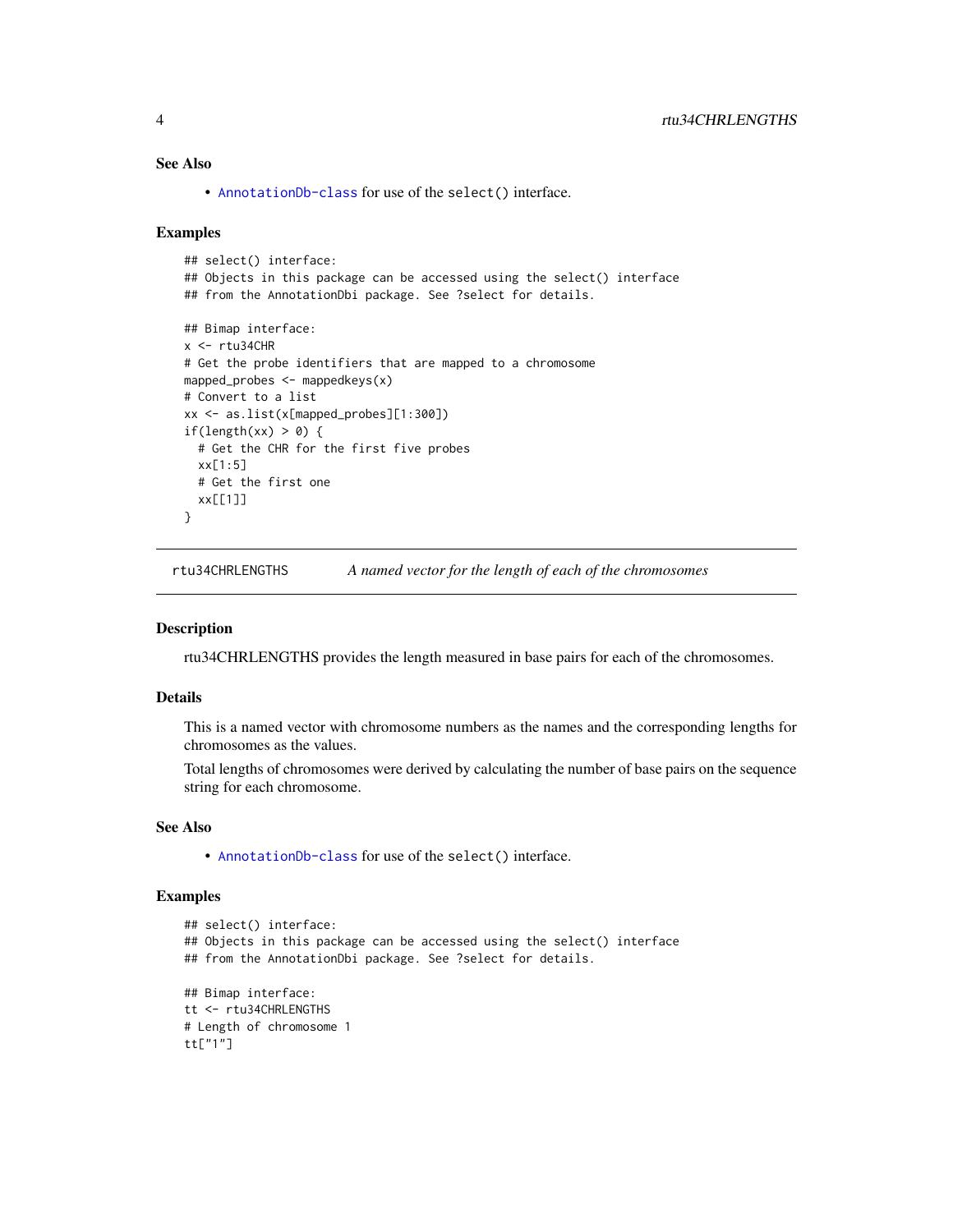### See Also

- `AnnotationDb-class` for use of the `select()` interface.

### Examples

```
## select() interface:
## Objects in this package can be accessed using the select() interface
## from the AnnotationDbi package. See ?select for details.

## Bimap interface:
x <- rtu34CHR
# Get the probe identifiers that are mapped to a chromosome
mapped_probes <- mappedkeys(x)
# Convert to a list
xx <- as.list(x[mapped_probes][1:300])
if(length(xx) > 0) {
  # Get the CHR for the first five probes
  xx[1:5]
  # Get the first one
  xx[[1]]
}
```

---

## rtu34CHRLENGTHS — *A named vector for the length of each of the chromosomes*

---

### Description

rtu34CHRLENGTHS provides the length measured in base pairs for each of the chromosomes.

### Details

This is a named vector with chromosome numbers as the names and the corresponding lengths for chromosomes as the values.

Total lengths of chromosomes were derived by calculating the number of base pairs on the sequence string for each chromosome.

### See Also

- `AnnotationDb-class` for use of the `select()` interface.

### Examples

```
## select() interface:
## Objects in this package can be accessed using the select() interface
## from the AnnotationDbi package. See ?select for details.

## Bimap interface:
tt <- rtu34CHRLENGTHS
# Length of chromosome 1
tt["1"]
```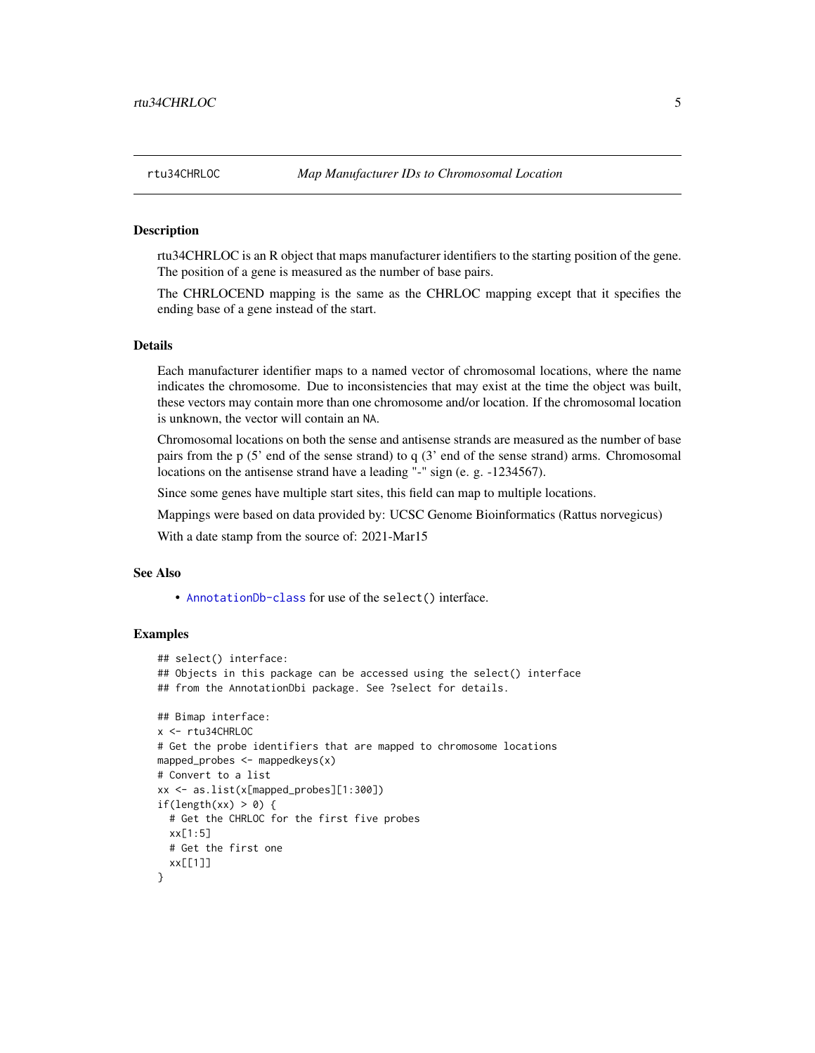## rtu34CHRLOC — *Map Manufacturer IDs to Chromosomal Location*

### Description

rtu34CHRLOC is an R object that maps manufacturer identifiers to the starting position of the gene. The position of a gene is measured as the number of base pairs.

The CHRLOCEND mapping is the same as the CHRLOC mapping except that it specifies the ending base of a gene instead of the start.

### Details

Each manufacturer identifier maps to a named vector of chromosomal locations, where the name indicates the chromosome. Due to inconsistencies that may exist at the time the object was built, these vectors may contain more than one chromosome and/or location. If the chromosomal location is unknown, the vector will contain an `NA`.

Chromosomal locations on both the sense and antisense strands are measured as the number of base pairs from the p (5' end of the sense strand) to q (3' end of the sense strand) arms. Chromosomal locations on the antisense strand have a leading "-" sign (e. g. -1234567).

Since some genes have multiple start sites, this field can map to multiple locations.

Mappings were based on data provided by: UCSC Genome Bioinformatics (Rattus norvegicus)

With a date stamp from the source of: 2021-Mar15

### See Also

- `AnnotationDb-class` for use of the `select()` interface.

### Examples

```
## select() interface:
## Objects in this package can be accessed using the select() interface
## from the AnnotationDbi package. See ?select for details.

## Bimap interface:
x <- rtu34CHRLOC
# Get the probe identifiers that are mapped to chromosome locations
mapped_probes <- mappedkeys(x)
# Convert to a list
xx <- as.list(x[mapped_probes][1:300])
if(length(xx) > 0) {
  # Get the CHRLOC for the first five probes
  xx[1:5]
  # Get the first one
  xx[[1]]
}
```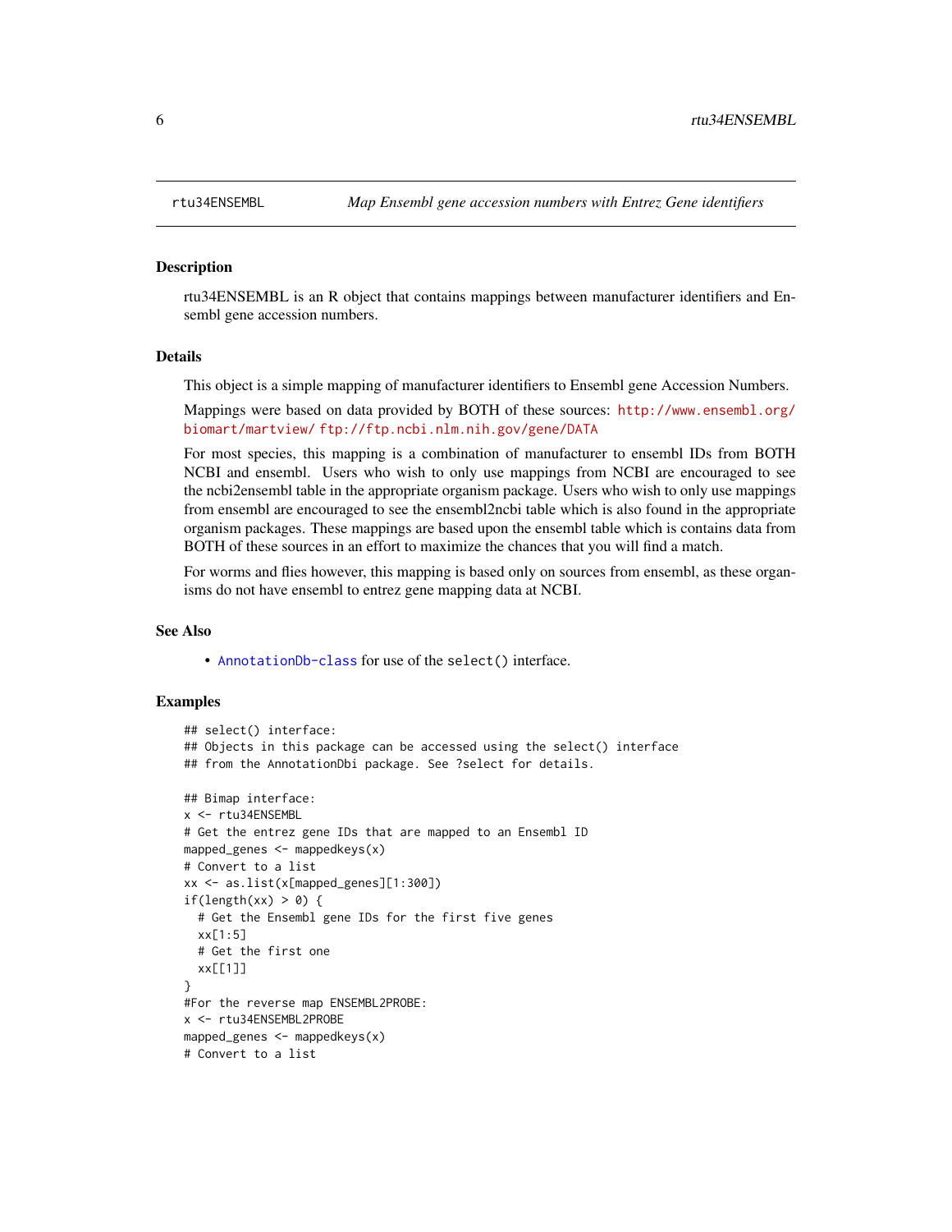# rtu34ENSEMBL — *Map Ensembl gene accession numbers with Entrez Gene identifiers*

## Description

rtu34ENSEMBL is an R object that contains mappings between manufacturer identifiers and Ensembl gene accession numbers.

## Details

This object is a simple mapping of manufacturer identifiers to Ensembl gene Accession Numbers.

Mappings were based on data provided by BOTH of these sources: http://www.ensembl.org/biomart/martview/ ftp://ftp.ncbi.nlm.nih.gov/gene/DATA

For most species, this mapping is a combination of manufacturer to ensembl IDs from BOTH NCBI and ensembl. Users who wish to only use mappings from NCBI are encouraged to see the ncbi2ensembl table in the appropriate organism package. Users who wish to only use mappings from ensembl are encouraged to see the ensembl2ncbi table which is also found in the appropriate organism packages. These mappings are based upon the ensembl table which is contains data from BOTH of these sources in an effort to maximize the chances that you will find a match.

For worms and flies however, this mapping is based only on sources from ensembl, as these organisms do not have ensembl to entrez gene mapping data at NCBI.

## See Also

- AnnotationDb-class for use of the `select()` interface.

## Examples

```
## select() interface:
## Objects in this package can be accessed using the select() interface
## from the AnnotationDbi package. See ?select for details.

## Bimap interface:
x <- rtu34ENSEMBL
# Get the entrez gene IDs that are mapped to an Ensembl ID
mapped_genes <- mappedkeys(x)
# Convert to a list
xx <- as.list(x[mapped_genes][1:300])
if(length(xx) > 0) {
  # Get the Ensembl gene IDs for the first five genes
  xx[1:5]
  # Get the first one
  xx[[1]]
}
#For the reverse map ENSEMBL2PROBE:
x <- rtu34ENSEMBL2PROBE
mapped_genes <- mappedkeys(x)
# Convert to a list
```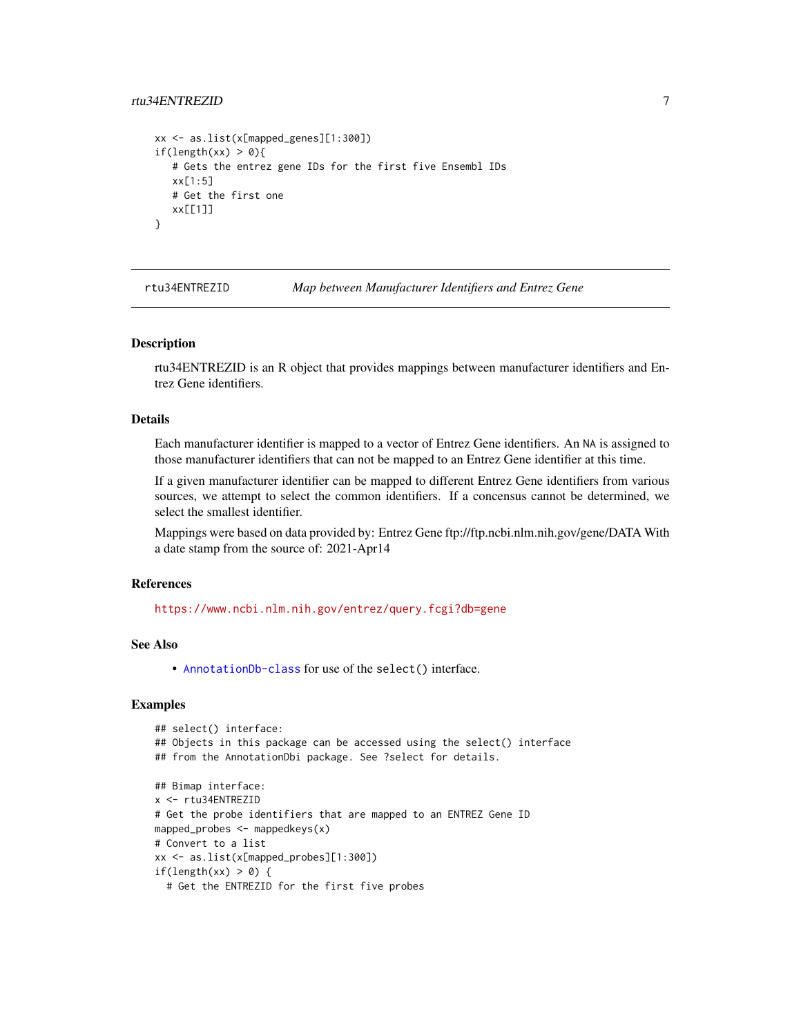```
xx <- as.list(x[mapped_genes][1:300])
if(length(xx) > 0){
   # Gets the entrez gene IDs for the first five Ensembl IDs
   xx[1:5]
   # Get the first one
   xx[[1]]
}
```

## rtu34ENTREZID *Map between Manufacturer Identifiers and Entrez Gene*

### Description

rtu34ENTREZID is an R object that provides mappings between manufacturer identifiers and Entrez Gene identifiers.

### Details

Each manufacturer identifier is mapped to a vector of Entrez Gene identifiers. An NA is assigned to those manufacturer identifiers that can not be mapped to an Entrez Gene identifier at this time.

If a given manufacturer identifier can be mapped to different Entrez Gene identifiers from various sources, we attempt to select the common identifiers. If a concensus cannot be determined, we select the smallest identifier.

Mappings were based on data provided by: Entrez Gene ftp://ftp.ncbi.nlm.nih.gov/gene/DATA With a date stamp from the source of: 2021-Apr14

### References

https://www.ncbi.nlm.nih.gov/entrez/query.fcgi?db=gene

### See Also

- AnnotationDb-class for use of the select() interface.

### Examples

```
## select() interface:
## Objects in this package can be accessed using the select() interface
## from the AnnotationDbi package. See ?select for details.

## Bimap interface:
x <- rtu34ENTREZID
# Get the probe identifiers that are mapped to an ENTREZ Gene ID
mapped_probes <- mappedkeys(x)
# Convert to a list
xx <- as.list(x[mapped_probes][1:300])
if(length(xx) > 0) {
  # Get the ENTREZID for the first five probes
```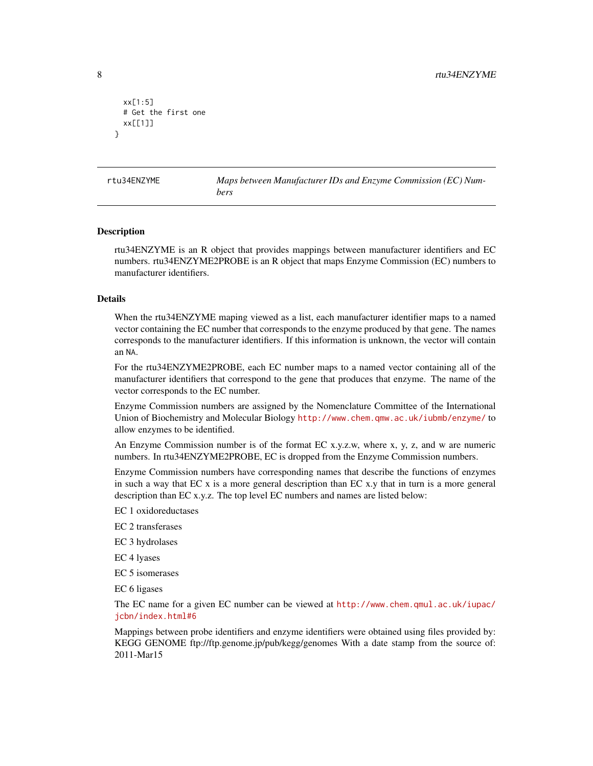```
  xx[1:5]
  # Get the first one
  xx[[1]]
}
```

---

rtu34ENZYME — *Maps between Manufacturer IDs and Enzyme Commission (EC) Numbers*

---

## Description

rtu34ENZYME is an R object that provides mappings between manufacturer identifiers and EC numbers. rtu34ENZYME2PROBE is an R object that maps Enzyme Commission (EC) numbers to manufacturer identifiers.

## Details

When the rtu34ENZYME maping viewed as a list, each manufacturer identifier maps to a named vector containing the EC number that corresponds to the enzyme produced by that gene. The names corresponds to the manufacturer identifiers. If this information is unknown, the vector will contain an NA.

For the rtu34ENZYME2PROBE, each EC number maps to a named vector containing all of the manufacturer identifiers that correspond to the gene that produces that enzyme. The name of the vector corresponds to the EC number.

Enzyme Commission numbers are assigned by the Nomenclature Committee of the International Union of Biochemistry and Molecular Biology http://www.chem.qmw.ac.uk/iubmb/enzyme/ to allow enzymes to be identified.

An Enzyme Commission number is of the format EC x.y.z.w, where x, y, z, and w are numeric numbers. In rtu34ENZYME2PROBE, EC is dropped from the Enzyme Commission numbers.

Enzyme Commission numbers have corresponding names that describe the functions of enzymes in such a way that EC x is a more general description than EC x.y that in turn is a more general description than EC x.y.z. The top level EC numbers and names are listed below:

EC 1 oxidoreductases

EC 2 transferases

EC 3 hydrolases

EC 4 lyases

EC 5 isomerases

EC 6 ligases

The EC name for a given EC number can be viewed at http://www.chem.qmul.ac.uk/iupac/jcbn/index.html#6

Mappings between probe identifiers and enzyme identifiers were obtained using files provided by: KEGG GENOME ftp://ftp.genome.jp/pub/kegg/genomes With a date stamp from the source of: 2011-Mar15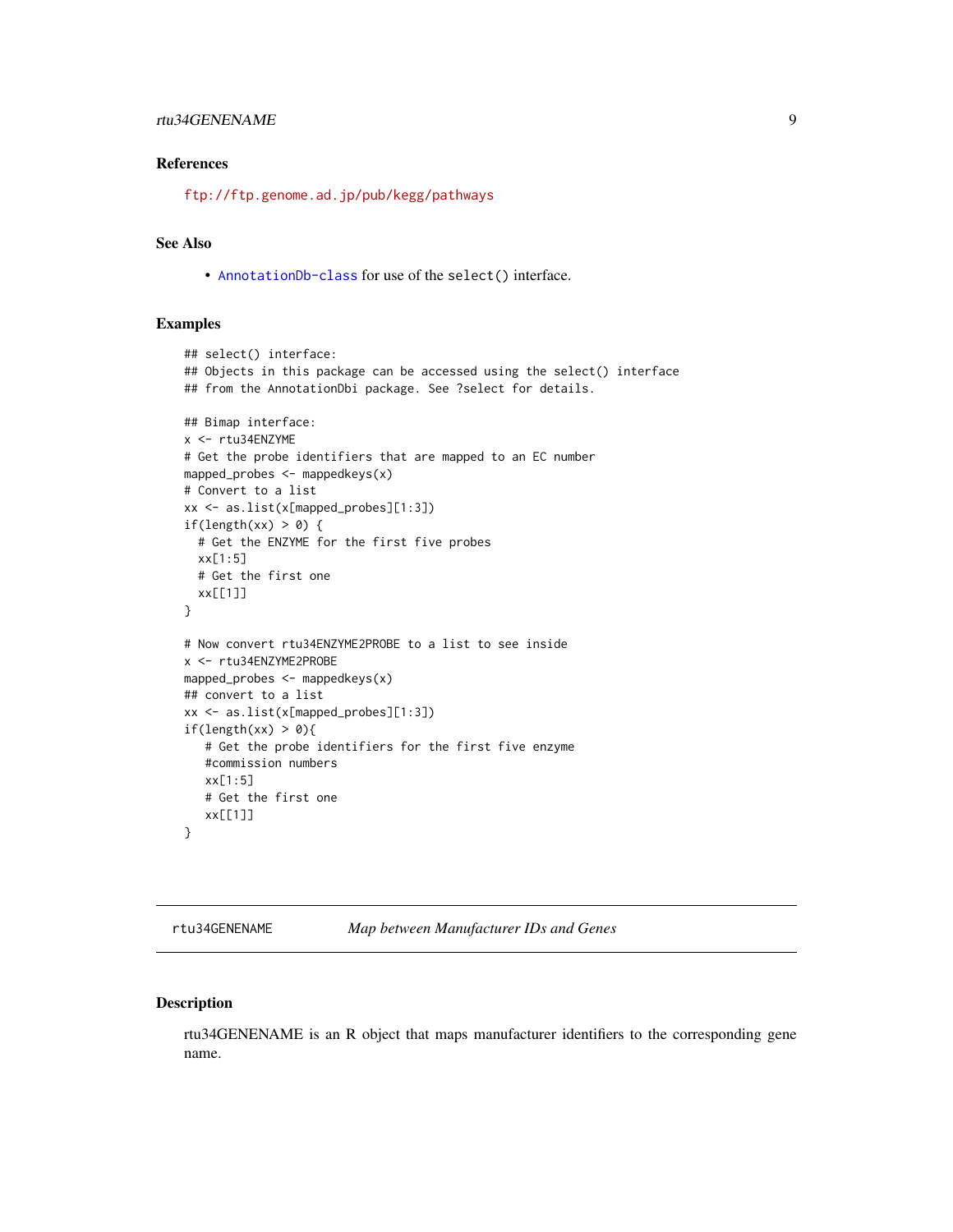### References

ftp://ftp.genome.ad.jp/pub/kegg/pathways

### See Also

- AnnotationDb-class for use of the select() interface.

### Examples

```
## select() interface:
## Objects in this package can be accessed using the select() interface
## from the AnnotationDbi package. See ?select for details.

## Bimap interface:
x <- rtu34ENZYME
# Get the probe identifiers that are mapped to an EC number
mapped_probes <- mappedkeys(x)
# Convert to a list
xx <- as.list(x[mapped_probes][1:3])
if(length(xx) > 0) {
  # Get the ENZYME for the first five probes
  xx[1:5]
  # Get the first one
  xx[[1]]
}

# Now convert rtu34ENZYME2PROBE to a list to see inside
x <- rtu34ENZYME2PROBE
mapped_probes <- mappedkeys(x)
## convert to a list
xx <- as.list(x[mapped_probes][1:3])
if(length(xx) > 0){
   # Get the probe identifiers for the first five enzyme
   #commission numbers
   xx[1:5]
   # Get the first one
   xx[[1]]
}
```

---

## rtu34GENENAME *Map between Manufacturer IDs and Genes*

### Description

rtu34GENENAME is an R object that maps manufacturer identifiers to the corresponding gene name.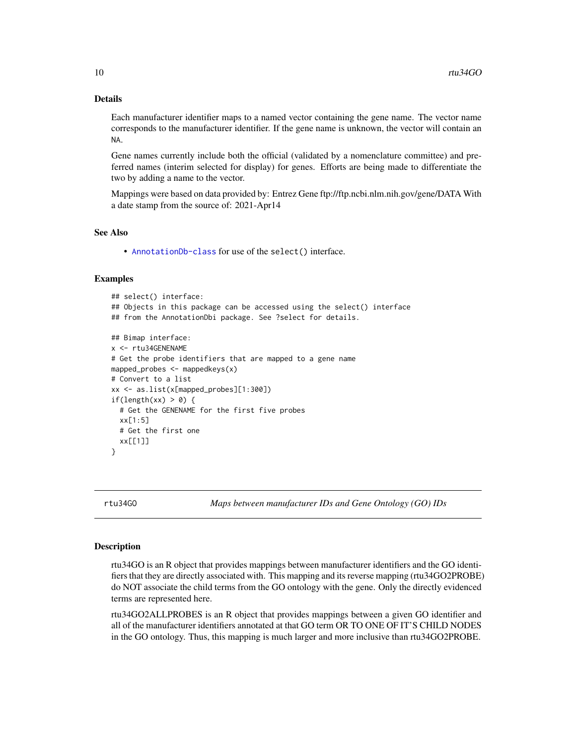## Details

Each manufacturer identifier maps to a named vector containing the gene name. The vector name corresponds to the manufacturer identifier. If the gene name is unknown, the vector will contain an NA.

Gene names currently include both the official (validated by a nomenclature committee) and preferred names (interim selected for display) for genes. Efforts are being made to differentiate the two by adding a name to the vector.

Mappings were based on data provided by: Entrez Gene ftp://ftp.ncbi.nlm.nih.gov/gene/DATA With a date stamp from the source of: 2021-Apr14

## See Also

- AnnotationDb-class for use of the select() interface.

## Examples

```
## select() interface:
## Objects in this package can be accessed using the select() interface
## from the AnnotationDbi package. See ?select for details.

## Bimap interface:
x <- rtu34GENENAME
# Get the probe identifiers that are mapped to a gene name
mapped_probes <- mappedkeys(x)
# Convert to a list
xx <- as.list(x[mapped_probes][1:300])
if(length(xx) > 0) {
  # Get the GENENAME for the first five probes
  xx[1:5]
  # Get the first one
  xx[[1]]
}
```

---

# rtu34GO — *Maps between manufacturer IDs and Gene Ontology (GO) IDs*

## Description

rtu34GO is an R object that provides mappings between manufacturer identifiers and the GO identifiers that they are directly associated with. This mapping and its reverse mapping (rtu34GO2PROBE) do NOT associate the child terms from the GO ontology with the gene. Only the directly evidenced terms are represented here.

rtu34GO2ALLPROBES is an R object that provides mappings between a given GO identifier and all of the manufacturer identifiers annotated at that GO term OR TO ONE OF IT'S CHILD NODES in the GO ontology. Thus, this mapping is much larger and more inclusive than rtu34GO2PROBE.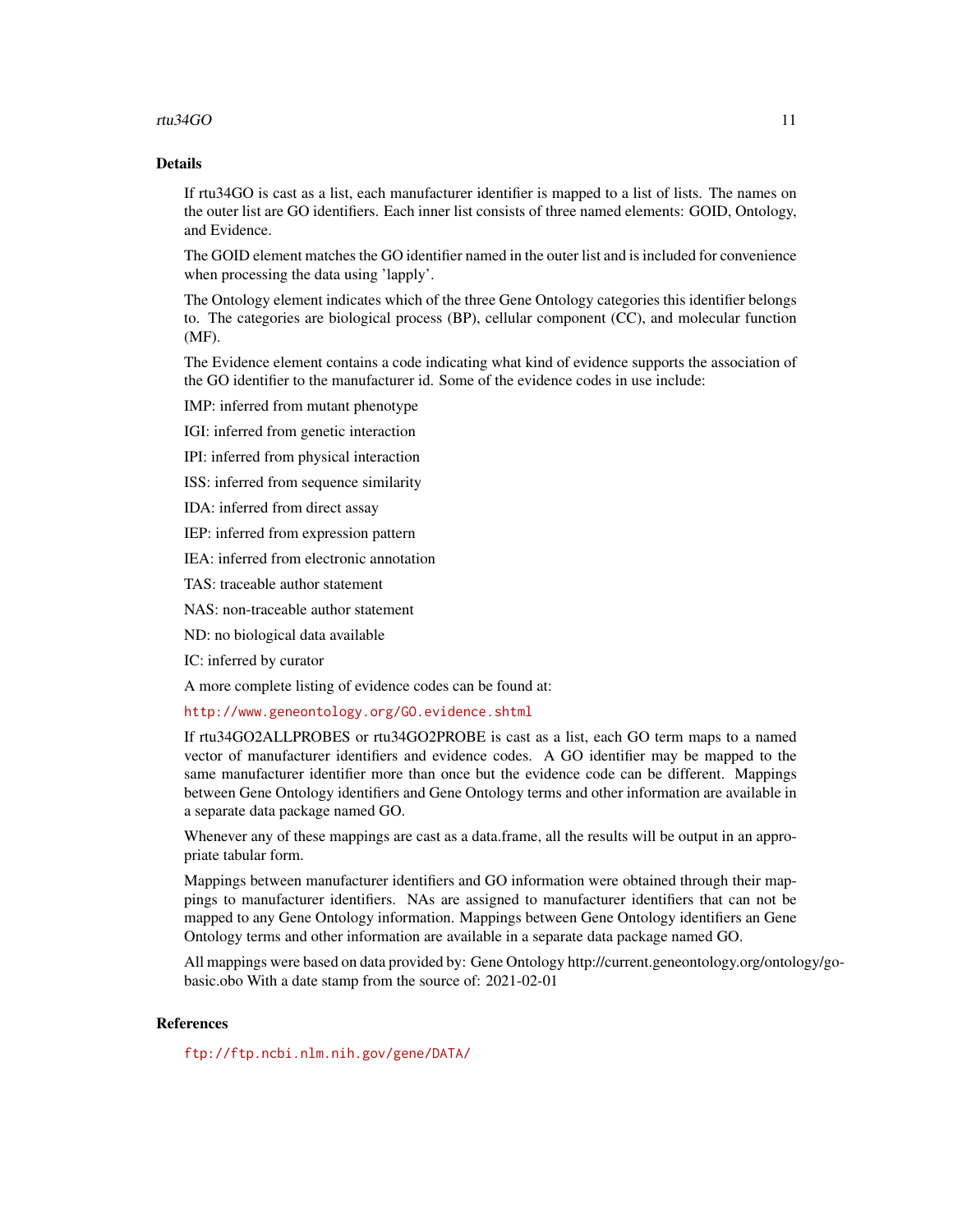## Details

If rtu34GO is cast as a list, each manufacturer identifier is mapped to a list of lists. The names on the outer list are GO identifiers. Each inner list consists of three named elements: GOID, Ontology, and Evidence.

The GOID element matches the GO identifier named in the outer list and is included for convenience when processing the data using 'lapply'.

The Ontology element indicates which of the three Gene Ontology categories this identifier belongs to. The categories are biological process (BP), cellular component (CC), and molecular function (MF).

The Evidence element contains a code indicating what kind of evidence supports the association of the GO identifier to the manufacturer id. Some of the evidence codes in use include:

IMP: inferred from mutant phenotype

IGI: inferred from genetic interaction

IPI: inferred from physical interaction

ISS: inferred from sequence similarity

IDA: inferred from direct assay

IEP: inferred from expression pattern

IEA: inferred from electronic annotation

TAS: traceable author statement

NAS: non-traceable author statement

ND: no biological data available

IC: inferred by curator

A more complete listing of evidence codes can be found at:

http://www.geneontology.org/GO.evidence.shtml

If rtu34GO2ALLPROBES or rtu34GO2PROBE is cast as a list, each GO term maps to a named vector of manufacturer identifiers and evidence codes. A GO identifier may be mapped to the same manufacturer identifier more than once but the evidence code can be different. Mappings between Gene Ontology identifiers and Gene Ontology terms and other information are available in a separate data package named GO.

Whenever any of these mappings are cast as a data.frame, all the results will be output in an appropriate tabular form.

Mappings between manufacturer identifiers and GO information were obtained through their mappings to manufacturer identifiers. NAs are assigned to manufacturer identifiers that can not be mapped to any Gene Ontology information. Mappings between Gene Ontology identifiers an Gene Ontology terms and other information are available in a separate data package named GO.

All mappings were based on data provided by: Gene Ontology http://current.geneontology.org/ontology/go-basic.obo With a date stamp from the source of: 2021-02-01

## References

ftp://ftp.ncbi.nlm.nih.gov/gene/DATA/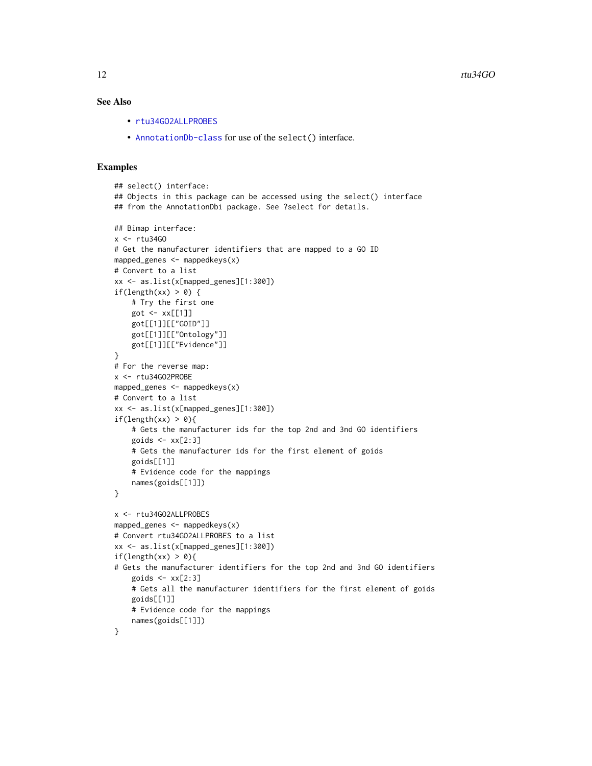## See Also

- rtu34GO2ALLPROBES
- AnnotationDb-class for use of the select() interface.

## Examples

```
## select() interface:
## Objects in this package can be accessed using the select() interface
## from the AnnotationDbi package. See ?select for details.

## Bimap interface:
x <- rtu34GO
# Get the manufacturer identifiers that are mapped to a GO ID
mapped_genes <- mappedkeys(x)
# Convert to a list
xx <- as.list(x[mapped_genes][1:300])
if(length(xx) > 0) {
    # Try the first one
    got <- xx[[1]]
    got[[1]][["GOID"]]
    got[[1]][["Ontology"]]
    got[[1]][["Evidence"]]
}
# For the reverse map:
x <- rtu34GO2PROBE
mapped_genes <- mappedkeys(x)
# Convert to a list
xx <- as.list(x[mapped_genes][1:300])
if(length(xx) > 0){
    # Gets the manufacturer ids for the top 2nd and 3nd GO identifiers
    goids <- xx[2:3]
    # Gets the manufacturer ids for the first element of goids
    goids[[1]]
    # Evidence code for the mappings
    names(goids[[1]])
}

x <- rtu34GO2ALLPROBES
mapped_genes <- mappedkeys(x)
# Convert rtu34GO2ALLPROBES to a list
xx <- as.list(x[mapped_genes][1:300])
if(length(xx) > 0){
# Gets the manufacturer identifiers for the top 2nd and 3nd GO identifiers
    goids <- xx[2:3]
    # Gets all the manufacturer identifiers for the first element of goids
    goids[[1]]
    # Evidence code for the mappings
    names(goids[[1]])
}
```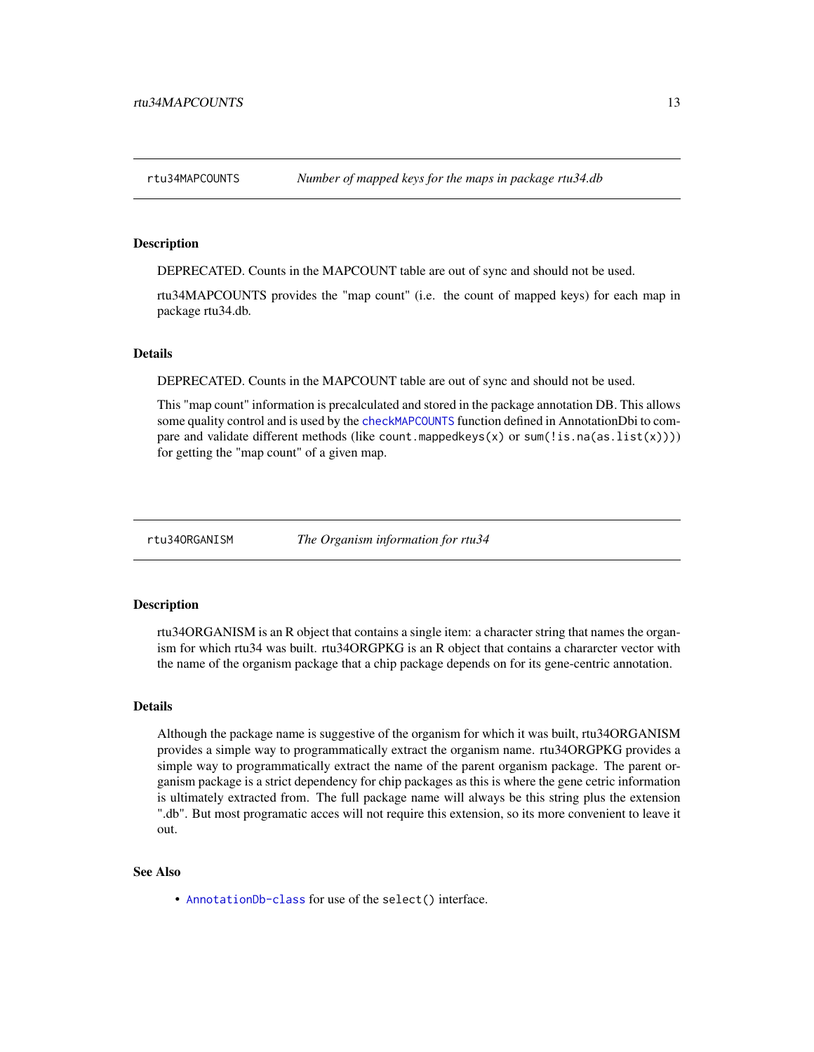## rtu34MAPCOUNTS — *Number of mapped keys for the maps in package rtu34.db*

### Description

DEPRECATED. Counts in the MAPCOUNT table are out of sync and should not be used.

rtu34MAPCOUNTS provides the "map count" (i.e. the count of mapped keys) for each map in package rtu34.db.

### Details

DEPRECATED. Counts in the MAPCOUNT table are out of sync and should not be used.

This "map count" information is precalculated and stored in the package annotation DB. This allows some quality control and is used by the `checkMAPCOUNTS` function defined in AnnotationDbi to compare and validate different methods (like `count.mappedkeys(x)` or `sum(!is.na(as.list(x)))`) for getting the "map count" of a given map.

## rtu34ORGANISM — *The Organism information for rtu34*

### Description

rtu34ORGANISM is an R object that contains a single item: a character string that names the organism for which rtu34 was built. rtu34ORGPKG is an R object that contains a chararcter vector with the name of the organism package that a chip package depends on for its gene-centric annotation.

### Details

Although the package name is suggestive of the organism for which it was built, rtu34ORGANISM provides a simple way to programmatically extract the organism name. rtu34ORGPKG provides a simple way to programmatically extract the name of the parent organism package. The parent organism package is a strict dependency for chip packages as this is where the gene cetric information is ultimately extracted from. The full package name will always be this string plus the extension ".db". But most programatic acces will not require this extension, so its more convenient to leave it out.

### See Also

- `AnnotationDb-class` for use of the `select()` interface.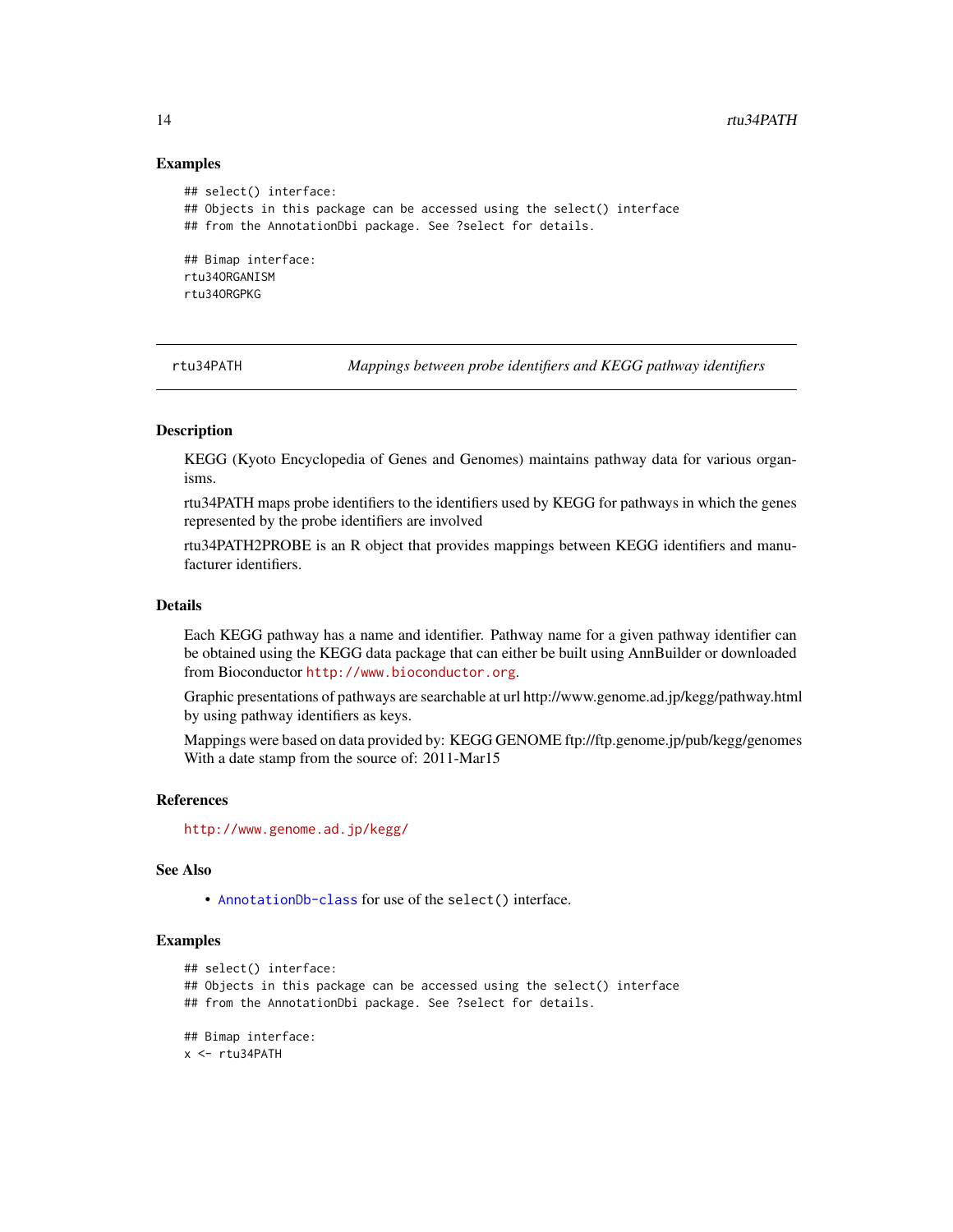### Examples

```
## select() interface:
## Objects in this package can be accessed using the select() interface
## from the AnnotationDbi package. See ?select for details.

## Bimap interface:
rtu34ORGANISM
rtu34ORGPKG
```

---

## rtu34PATH *Mappings between probe identifiers and KEGG pathway identifiers*

### Description

KEGG (Kyoto Encyclopedia of Genes and Genomes) maintains pathway data for various organisms.

rtu34PATH maps probe identifiers to the identifiers used by KEGG for pathways in which the genes represented by the probe identifiers are involved

rtu34PATH2PROBE is an R object that provides mappings between KEGG identifiers and manufacturer identifiers.

### Details

Each KEGG pathway has a name and identifier. Pathway name for a given pathway identifier can be obtained using the KEGG data package that can either be built using AnnBuilder or downloaded from Bioconductor http://www.bioconductor.org.

Graphic presentations of pathways are searchable at url http://www.genome.ad.jp/kegg/pathway.html by using pathway identifiers as keys.

Mappings were based on data provided by: KEGG GENOME ftp://ftp.genome.jp/pub/kegg/genomes With a date stamp from the source of: 2011-Mar15

### References

http://www.genome.ad.jp/kegg/

### See Also

- AnnotationDb-class for use of the `select()` interface.

### Examples

```
## select() interface:
## Objects in this package can be accessed using the select() interface
## from the AnnotationDbi package. See ?select for details.

## Bimap interface:
x <- rtu34PATH
```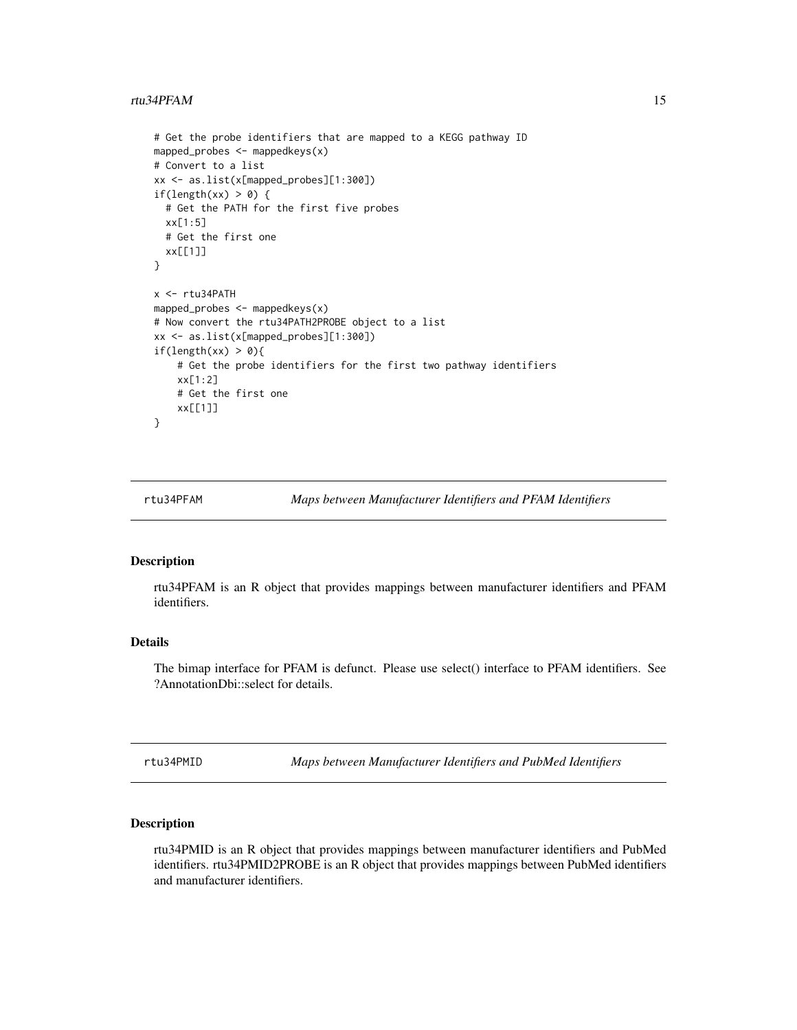```
# Get the probe identifiers that are mapped to a KEGG pathway ID
mapped_probes <- mappedkeys(x)
# Convert to a list
xx <- as.list(x[mapped_probes][1:300])
if(length(xx) > 0) {
  # Get the PATH for the first five probes
  xx[1:5]
  # Get the first one
  xx[[1]]
}

x <- rtu34PATH
mapped_probes <- mappedkeys(x)
# Now convert the rtu34PATH2PROBE object to a list
xx <- as.list(x[mapped_probes][1:300])
if(length(xx) > 0){
    # Get the probe identifiers for the first two pathway identifiers
    xx[1:2]
    # Get the first one
    xx[[1]]
}
```

## rtu34PFAM — *Maps between Manufacturer Identifiers and PFAM Identifiers*

### Description

rtu34PFAM is an R object that provides mappings between manufacturer identifiers and PFAM identifiers.

### Details

The bimap interface for PFAM is defunct. Please use select() interface to PFAM identifiers. See ?AnnotationDbi::select for details.

## rtu34PMID — *Maps between Manufacturer Identifiers and PubMed Identifiers*

### Description

rtu34PMID is an R object that provides mappings between manufacturer identifiers and PubMed identifiers. rtu34PMID2PROBE is an R object that provides mappings between PubMed identifiers and manufacturer identifiers.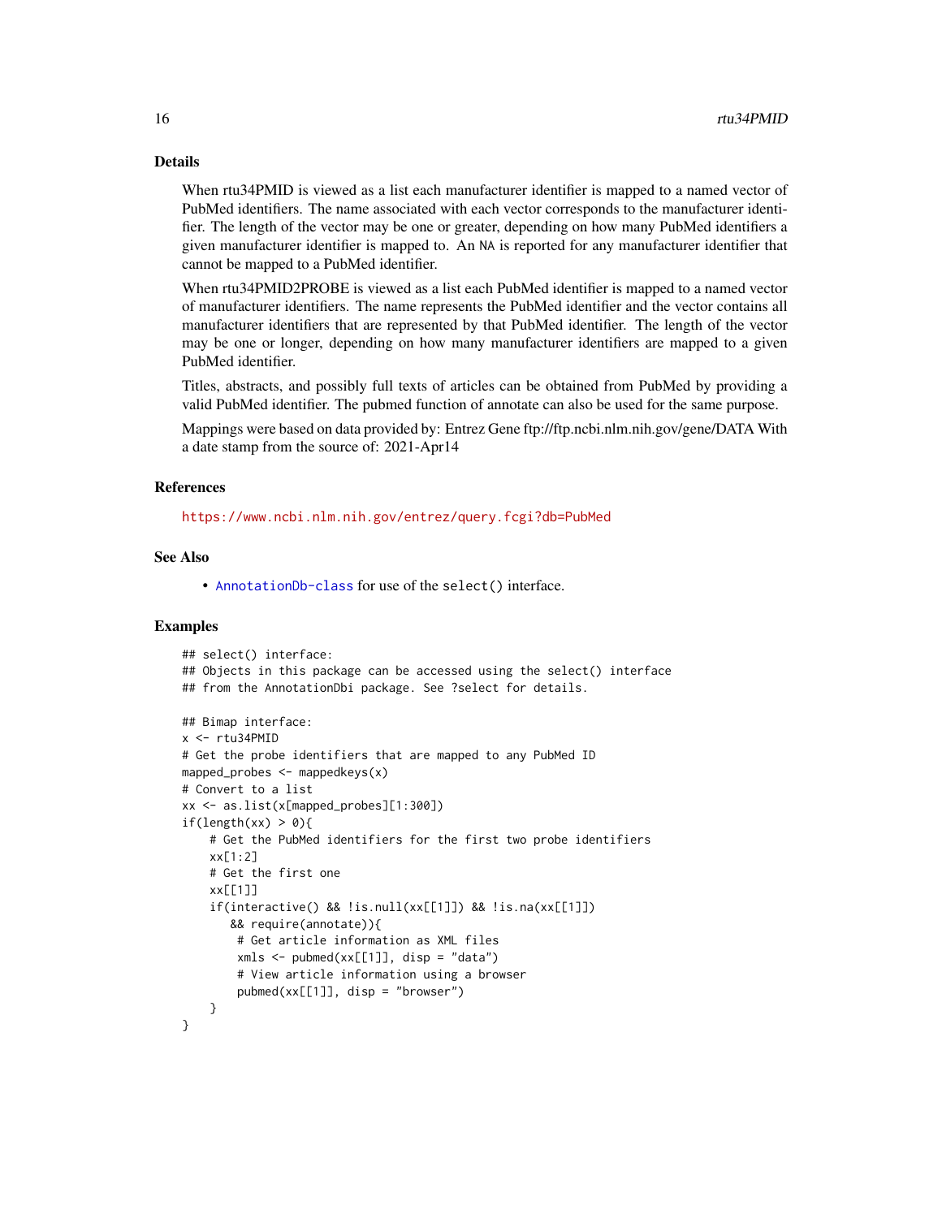## Details

When rtu34PMID is viewed as a list each manufacturer identifier is mapped to a named vector of PubMed identifiers. The name associated with each vector corresponds to the manufacturer identifier. The length of the vector may be one or greater, depending on how many PubMed identifiers a given manufacturer identifier is mapped to. An NA is reported for any manufacturer identifier that cannot be mapped to a PubMed identifier.

When rtu34PMID2PROBE is viewed as a list each PubMed identifier is mapped to a named vector of manufacturer identifiers. The name represents the PubMed identifier and the vector contains all manufacturer identifiers that are represented by that PubMed identifier. The length of the vector may be one or longer, depending on how many manufacturer identifiers are mapped to a given PubMed identifier.

Titles, abstracts, and possibly full texts of articles can be obtained from PubMed by providing a valid PubMed identifier. The pubmed function of annotate can also be used for the same purpose.

Mappings were based on data provided by: Entrez Gene ftp://ftp.ncbi.nlm.nih.gov/gene/DATA With a date stamp from the source of: 2021-Apr14

## References

https://www.ncbi.nlm.nih.gov/entrez/query.fcgi?db=PubMed

## See Also

- AnnotationDb-class for use of the select() interface.

## Examples

```
## select() interface:
## Objects in this package can be accessed using the select() interface
## from the AnnotationDbi package. See ?select for details.

## Bimap interface:
x <- rtu34PMID
# Get the probe identifiers that are mapped to any PubMed ID
mapped_probes <- mappedkeys(x)
# Convert to a list
xx <- as.list(x[mapped_probes][1:300])
if(length(xx) > 0){
    # Get the PubMed identifiers for the first two probe identifiers
    xx[1:2]
    # Get the first one
    xx[[1]]
    if(interactive() && !is.null(xx[[1]]) && !is.na(xx[[1]])
       && require(annotate)){
        # Get article information as XML files
        xmls <- pubmed(xx[[1]], disp = "data")
        # View article information using a browser
        pubmed(xx[[1]], disp = "browser")
    }
}
```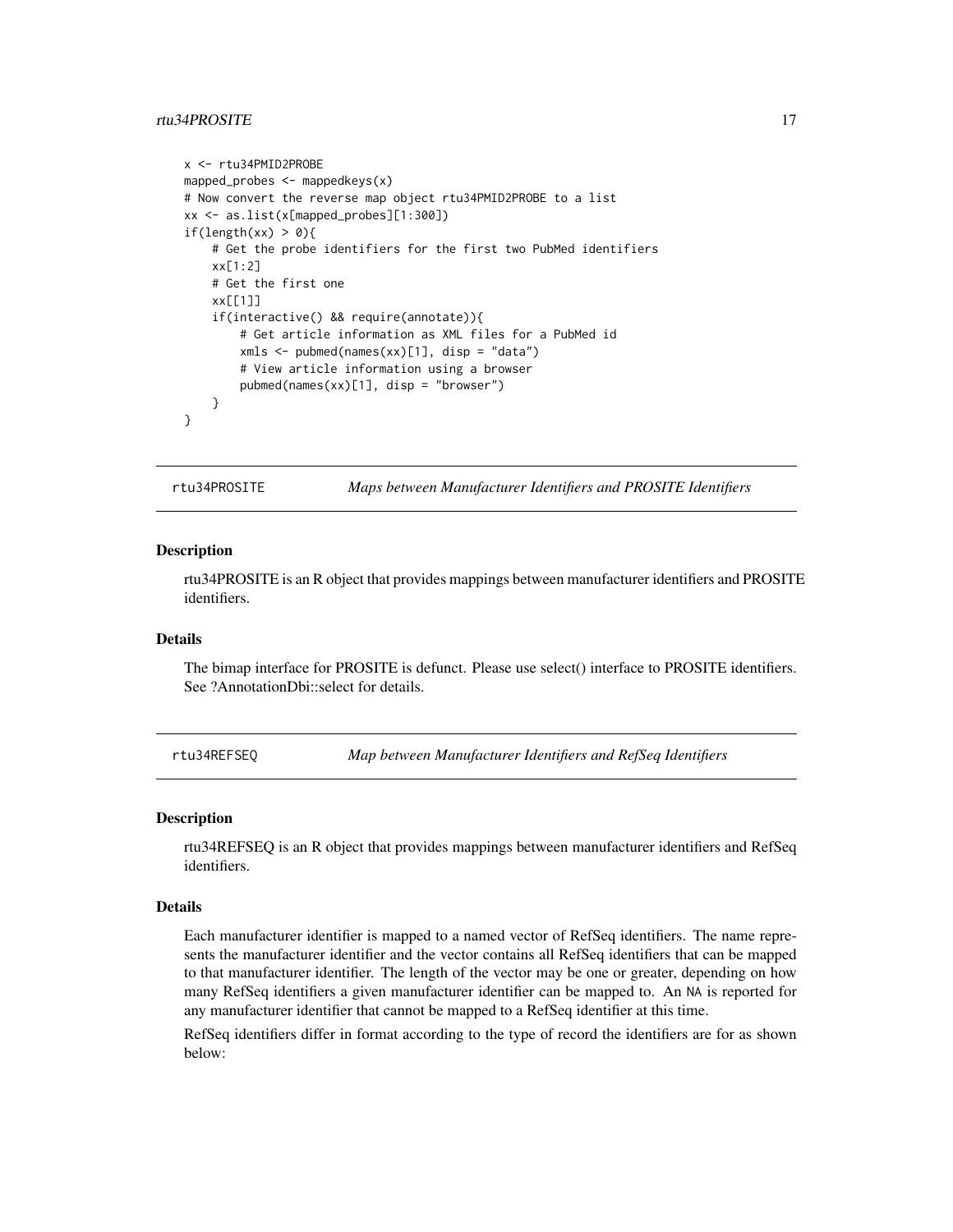```
x <- rtu34PMID2PROBE
mapped_probes <- mappedkeys(x)
# Now convert the reverse map object rtu34PMID2PROBE to a list
xx <- as.list(x[mapped_probes][1:300])
if(length(xx) > 0){
    # Get the probe identifiers for the first two PubMed identifiers
    xx[1:2]
    # Get the first one
    xx[[1]]
    if(interactive() && require(annotate)){
        # Get article information as XML files for a PubMed id
        xmls <- pubmed(names(xx)[1], disp = "data")
        # View article information using a browser
        pubmed(names(xx)[1], disp = "browser")
    }
}
```

## rtu34PROSITE *Maps between Manufacturer Identifiers and PROSITE Identifiers*

### Description

rtu34PROSITE is an R object that provides mappings between manufacturer identifiers and PROSITE identifiers.

### Details

The bimap interface for PROSITE is defunct. Please use select() interface to PROSITE identifiers. See ?AnnotationDbi::select for details.

## rtu34REFSEQ *Map between Manufacturer Identifiers and RefSeq Identifiers*

### Description

rtu34REFSEQ is an R object that provides mappings between manufacturer identifiers and RefSeq identifiers.

### Details

Each manufacturer identifier is mapped to a named vector of RefSeq identifiers. The name represents the manufacturer identifier and the vector contains all RefSeq identifiers that can be mapped to that manufacturer identifier. The length of the vector may be one or greater, depending on how many RefSeq identifiers a given manufacturer identifier can be mapped to. An `NA` is reported for any manufacturer identifier that cannot be mapped to a RefSeq identifier at this time.

RefSeq identifiers differ in format according to the type of record the identifiers are for as shown below: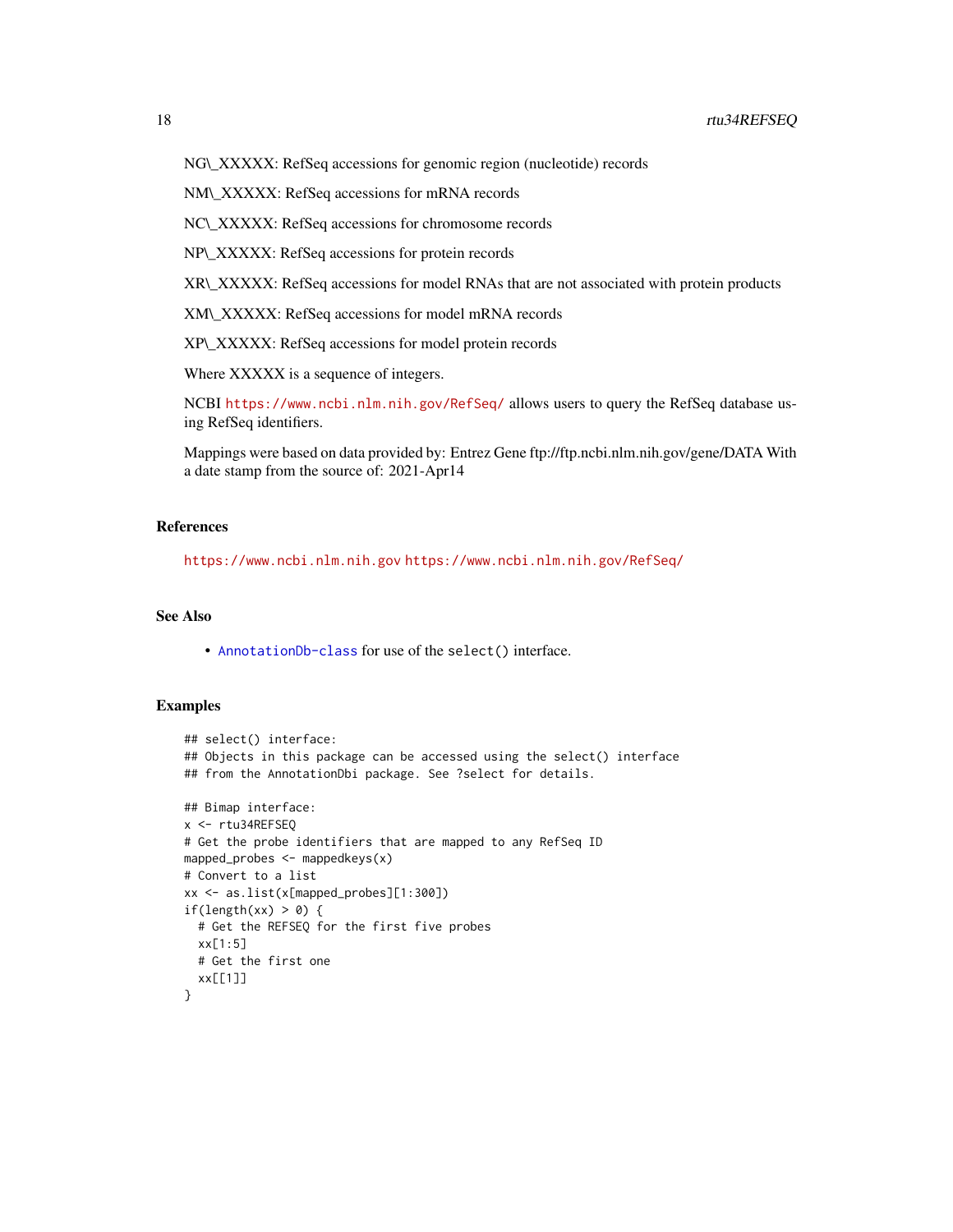NG\_XXXXX: RefSeq accessions for genomic region (nucleotide) records

NM\_XXXXX: RefSeq accessions for mRNA records

NC\_XXXXX: RefSeq accessions for chromosome records

NP\_XXXXX: RefSeq accessions for protein records

XR\_XXXXX: RefSeq accessions for model RNAs that are not associated with protein products

XM\_XXXXX: RefSeq accessions for model mRNA records

XP\_XXXXX: RefSeq accessions for model protein records

Where XXXXX is a sequence of integers.

NCBI https://www.ncbi.nlm.nih.gov/RefSeq/ allows users to query the RefSeq database using RefSeq identifiers.

Mappings were based on data provided by: Entrez Gene ftp://ftp.ncbi.nlm.nih.gov/gene/DATA With a date stamp from the source of: 2021-Apr14

## References

https://www.ncbi.nlm.nih.gov https://www.ncbi.nlm.nih.gov/RefSeq/

## See Also

- AnnotationDb-class for use of the select() interface.

## Examples

```
## select() interface:
## Objects in this package can be accessed using the select() interface
## from the AnnotationDbi package. See ?select for details.

## Bimap interface:
x <- rtu34REFSEQ
# Get the probe identifiers that are mapped to any RefSeq ID
mapped_probes <- mappedkeys(x)
# Convert to a list
xx <- as.list(x[mapped_probes][1:300])
if(length(xx) > 0) {
  # Get the REFSEQ for the first five probes
  xx[1:5]
  # Get the first one
  xx[[1]]
}
```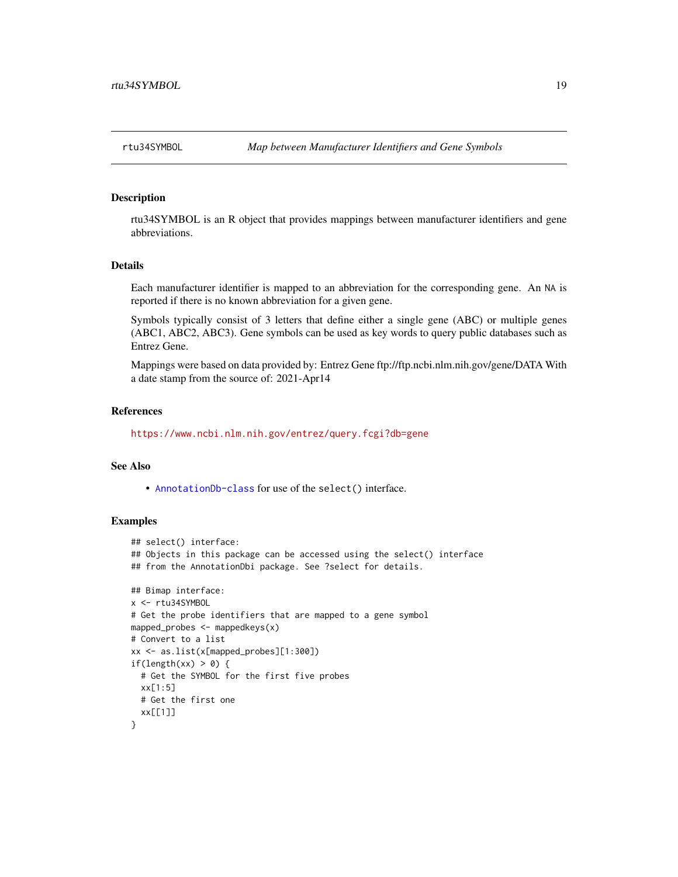# rtu34SYMBOL *Map between Manufacturer Identifiers and Gene Symbols*

## Description

rtu34SYMBOL is an R object that provides mappings between manufacturer identifiers and gene abbreviations.

## Details

Each manufacturer identifier is mapped to an abbreviation for the corresponding gene. An NA is reported if there is no known abbreviation for a given gene.

Symbols typically consist of 3 letters that define either a single gene (ABC) or multiple genes (ABC1, ABC2, ABC3). Gene symbols can be used as key words to query public databases such as Entrez Gene.

Mappings were based on data provided by: Entrez Gene ftp://ftp.ncbi.nlm.nih.gov/gene/DATA With a date stamp from the source of: 2021-Apr14

## References

https://www.ncbi.nlm.nih.gov/entrez/query.fcgi?db=gene

## See Also

- AnnotationDb-class for use of the select() interface.

## Examples

```
## select() interface:
## Objects in this package can be accessed using the select() interface
## from the AnnotationDbi package. See ?select for details.

## Bimap interface:
x <- rtu34SYMBOL
# Get the probe identifiers that are mapped to a gene symbol
mapped_probes <- mappedkeys(x)
# Convert to a list
xx <- as.list(x[mapped_probes][1:300])
if(length(xx) > 0) {
  # Get the SYMBOL for the first five probes
  xx[1:5]
  # Get the first one
  xx[[1]]
}
```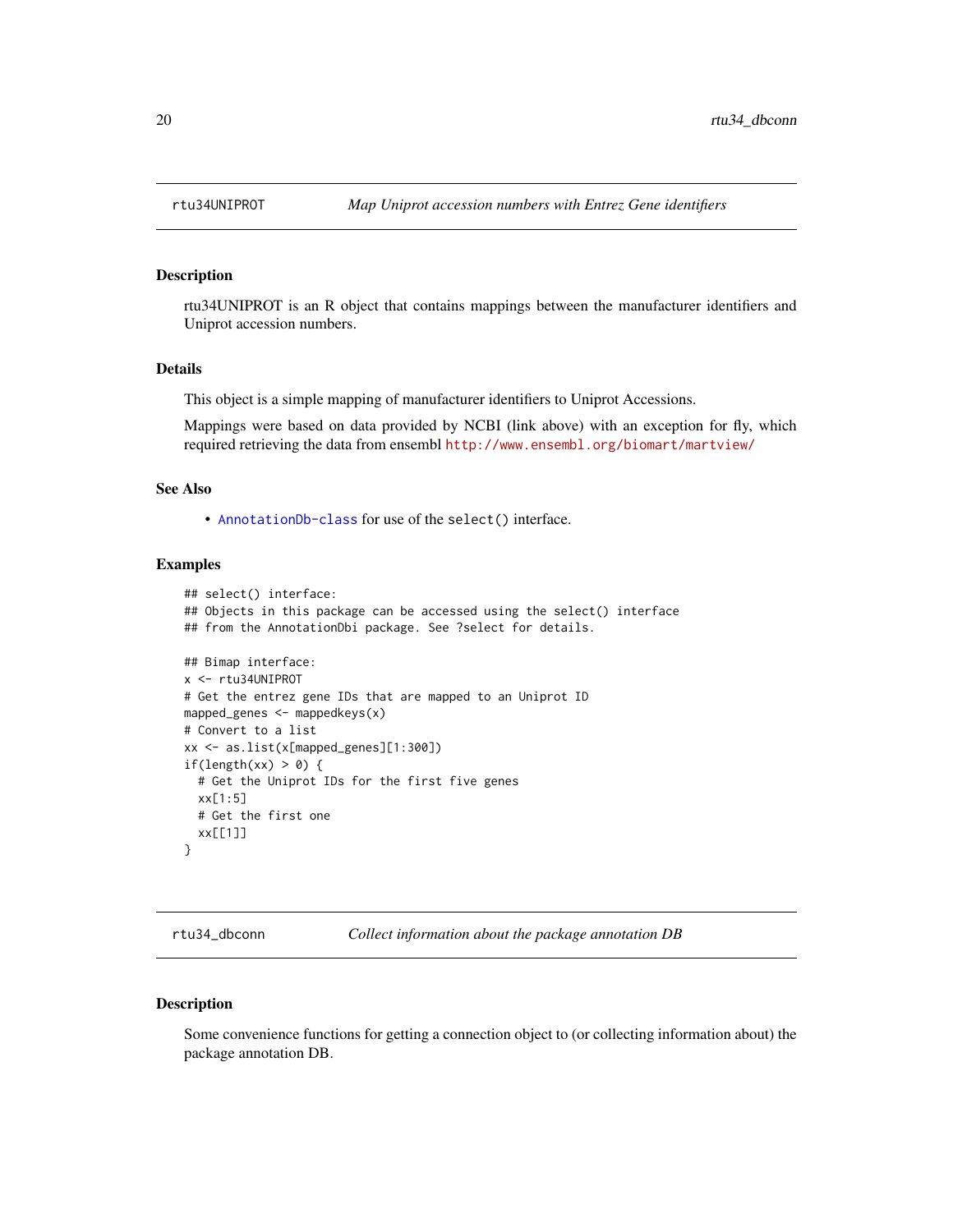## rtu34UNIPROT — *Map Uniprot accession numbers with Entrez Gene identifiers*

### Description

rtu34UNIPROT is an R object that contains mappings between the manufacturer identifiers and Uniprot accession numbers.

### Details

This object is a simple mapping of manufacturer identifiers to Uniprot Accessions.

Mappings were based on data provided by NCBI (link above) with an exception for fly, which required retrieving the data from ensembl http://www.ensembl.org/biomart/martview/

### See Also

- AnnotationDb-class for use of the select() interface.

### Examples

```
## select() interface:
## Objects in this package can be accessed using the select() interface
## from the AnnotationDbi package. See ?select for details.

## Bimap interface:
x <- rtu34UNIPROT
# Get the entrez gene IDs that are mapped to an Uniprot ID
mapped_genes <- mappedkeys(x)
# Convert to a list
xx <- as.list(x[mapped_genes][1:300])
if(length(xx) > 0) {
  # Get the Uniprot IDs for the first five genes
  xx[1:5]
  # Get the first one
  xx[[1]]
}
```

## rtu34_dbconn — *Collect information about the package annotation DB*

### Description

Some convenience functions for getting a connection object to (or collecting information about) the package annotation DB.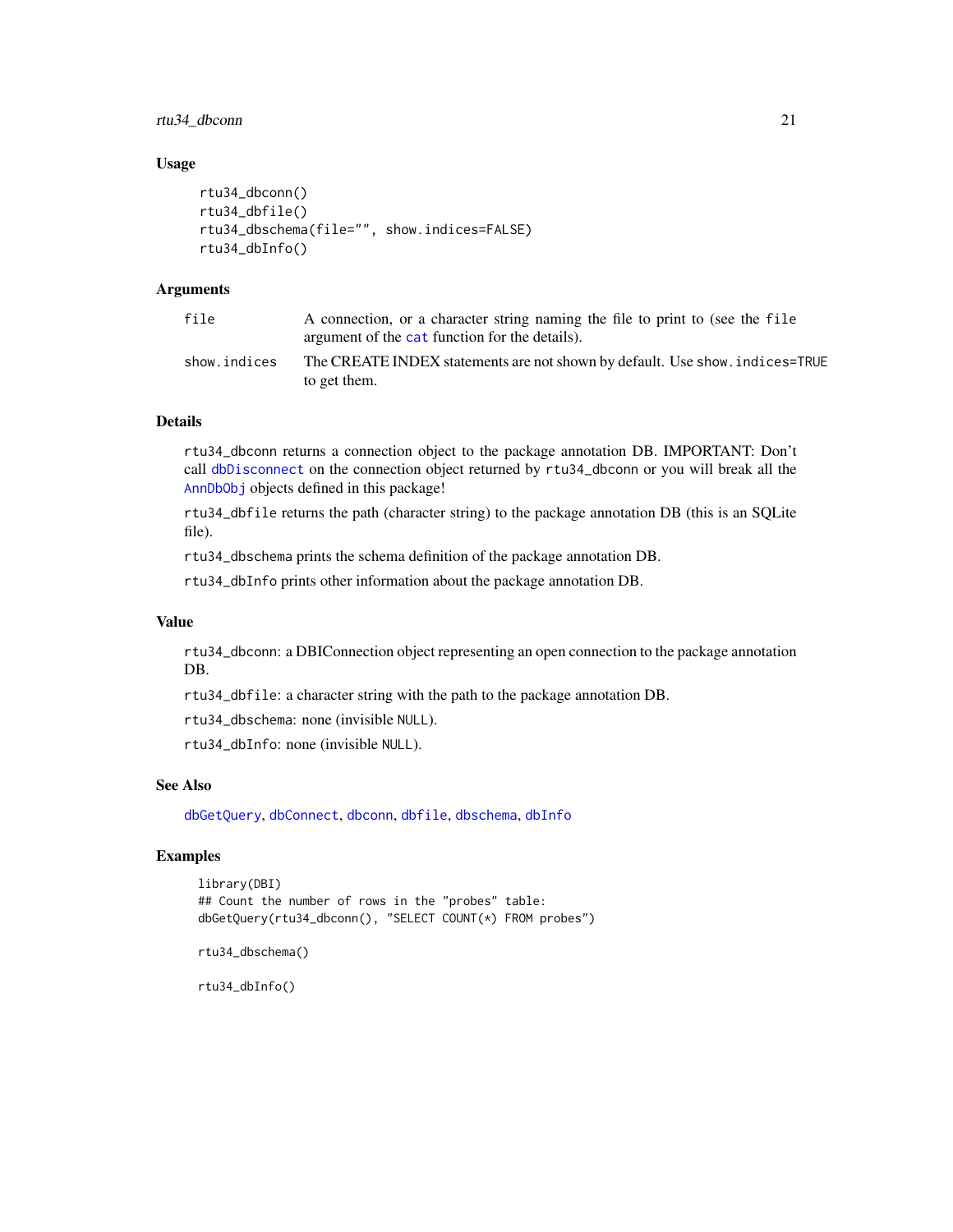## Usage

```
rtu34_dbconn()
rtu34_dbfile()
rtu34_dbschema(file="", show.indices=FALSE)
rtu34_dbInfo()
```

## Arguments

| | |
|---|---|
| file | A connection, or a character string naming the file to print to (see the file argument of the cat function for the details). |
| show.indices | The CREATE INDEX statements are not shown by default. Use show.indices=TRUE to get them. |

## Details

rtu34_dbconn returns a connection object to the package annotation DB. IMPORTANT: Don't call dbDisconnect on the connection object returned by rtu34_dbconn or you will break all the AnnDbObj objects defined in this package!

rtu34_dbfile returns the path (character string) to the package annotation DB (this is an SQLite file).

rtu34_dbschema prints the schema definition of the package annotation DB.

rtu34_dbInfo prints other information about the package annotation DB.

## Value

rtu34_dbconn: a DBIConnection object representing an open connection to the package annotation DB.

rtu34_dbfile: a character string with the path to the package annotation DB.

rtu34_dbschema: none (invisible NULL).

rtu34_dbInfo: none (invisible NULL).

## See Also

dbGetQuery, dbConnect, dbconn, dbfile, dbschema, dbInfo

## Examples

```
library(DBI)
## Count the number of rows in the "probes" table:
dbGetQuery(rtu34_dbconn(), "SELECT COUNT(*) FROM probes")

rtu34_dbschema()

rtu34_dbInfo()
```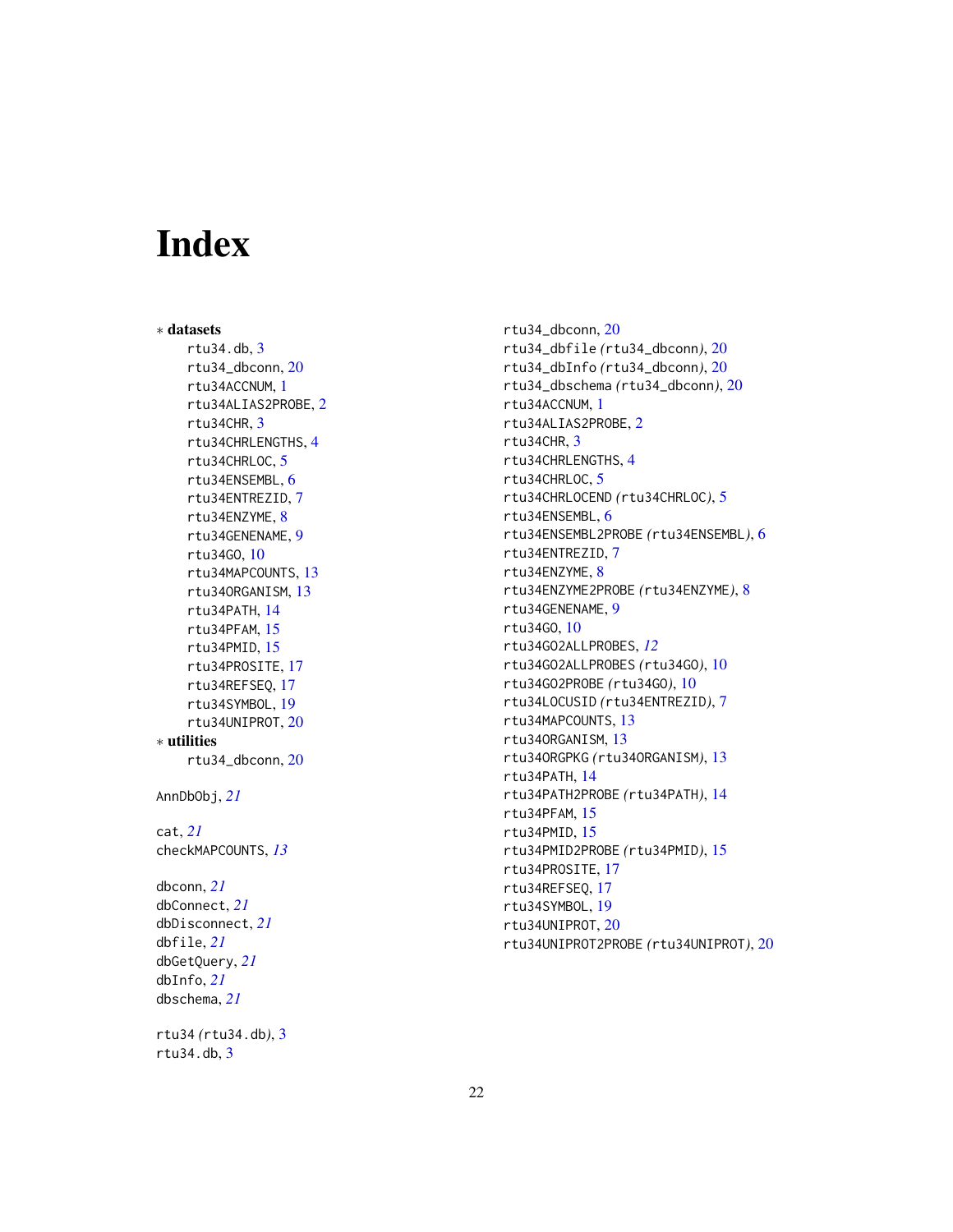# Index

∗ **datasets**

rtu34.db, 3
rtu34_dbconn, 20
rtu34ACCNUM, 1
rtu34ALIAS2PROBE, 2
rtu34CHR, 3
rtu34CHRLENGTHS, 4
rtu34CHRLOC, 5
rtu34ENSEMBL, 6
rtu34ENTREZID, 7
rtu34ENZYME, 8
rtu34GENENAME, 9
rtu34GO, 10
rtu34MAPCOUNTS, 13
rtu34ORGANISM, 13
rtu34PATH, 14
rtu34PFAM, 15
rtu34PMID, 15
rtu34PROSITE, 17
rtu34REFSEQ, 17
rtu34SYMBOL, 19
rtu34UNIPROT, 20

∗ **utilities**

rtu34_dbconn, 20

AnnDbObj, *21*

cat, *21*
checkMAPCOUNTS, *13*

dbconn, *21*
dbConnect, *21*
dbDisconnect, *21*
dbfile, *21*
dbGetQuery, *21*
dbInfo, *21*
dbschema, *21*

rtu34 *(*rtu34.db*)*, 3
rtu34.db, 3
rtu34_dbconn, 20
rtu34_dbfile *(*rtu34_dbconn*)*, 20
rtu34_dbInfo *(*rtu34_dbconn*)*, 20
rtu34_dbschema *(*rtu34_dbconn*)*, 20
rtu34ACCNUM, 1
rtu34ALIAS2PROBE, 2
rtu34CHR, 3
rtu34CHRLENGTHS, 4
rtu34CHRLOC, 5
rtu34CHRLOCEND *(*rtu34CHRLOC*)*, 5
rtu34ENSEMBL, 6
rtu34ENSEMBL2PROBE *(*rtu34ENSEMBL*)*, 6
rtu34ENTREZID, 7
rtu34ENZYME, 8
rtu34ENZYME2PROBE *(*rtu34ENZYME*)*, 8
rtu34GENENAME, 9
rtu34GO, 10
rtu34GO2ALLPROBES, *12*
rtu34GO2ALLPROBES *(*rtu34GO*)*, 10
rtu34GO2PROBE *(*rtu34GO*)*, 10
rtu34LOCUSID *(*rtu34ENTREZID*)*, 7
rtu34MAPCOUNTS, 13
rtu34ORGANISM, 13
rtu34ORGPKG *(*rtu34ORGANISM*)*, 13
rtu34PATH, 14
rtu34PATH2PROBE *(*rtu34PATH*)*, 14
rtu34PFAM, 15
rtu34PMID, 15
rtu34PMID2PROBE *(*rtu34PMID*)*, 15
rtu34PROSITE, 17
rtu34REFSEQ, 17
rtu34SYMBOL, 19
rtu34UNIPROT, 20
rtu34UNIPROT2PROBE *(*rtu34UNIPROT*)*, 20